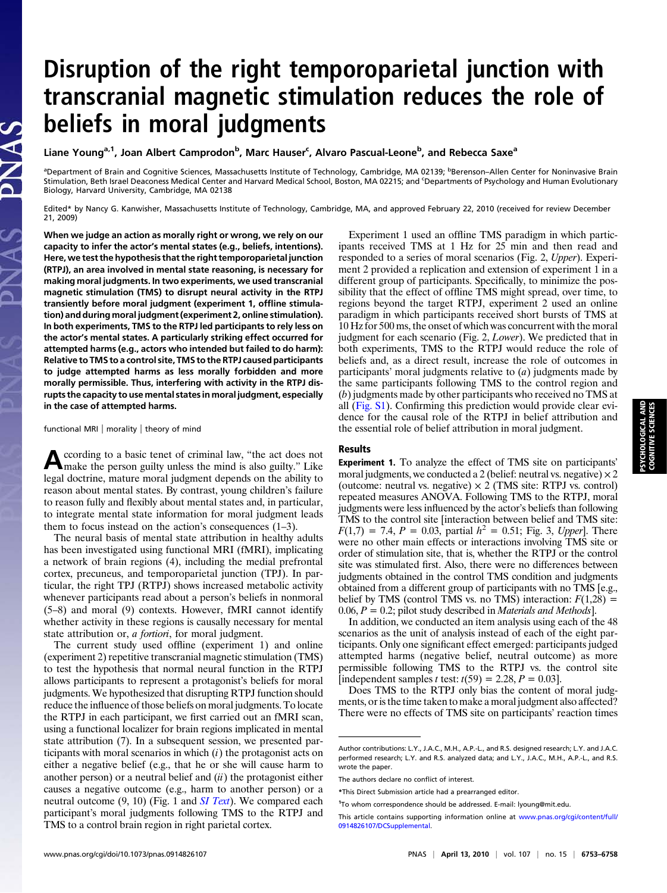# Disruption of the right temporoparietal junction with transcranial magnetic stimulation reduces the role of beliefs in moral judgments

Liane Young[a,1], Joan Albert Camprodon[b], Marc Hauser[c], Alvaro Pascual-Leone[b], and Rebecca Saxe[a]

[a]Department of Brain and Cognitive Sciences, Massachusetts Institute of Technology, Cambridge, MA 02139; [b]Berenson–Allen Center for Noninvasive Brain Stimulation, Beth Israel Deaconess Medical Center and Harvard Medical School, Boston, MA 02215; and [c]Departments of Psychology and Human Evolutionary Biology, Harvard University, Cambridge, MA 02138

Edited* by Nancy G. Kanwisher, Massachusetts Institute of Technology, Cambridge, MA, and approved February 22, 2010 (received for review December 21, 2009)

**When we judge an action as morally right or wrong, we rely on our capacity to infer the actor's mental states (e.g., beliefs, intentions). Here, we test the hypothesis that the right temporoparietal junction (RTPJ), an area involved in mental state reasoning, is necessary for making moral judgments. In two experiments, we used transcranial magnetic stimulation (TMS) to disrupt neural activity in the RTPJ transiently before moral judgment (experiment 1, offline stimulation) and during moral judgment (experiment 2, online stimulation). In both experiments, TMS to the RTPJ led participants to rely less on the actor's mental states. A particularly striking effect occurred for attempted harms (e.g., actors who intended but failed to do harm): Relative to TMS to a control site, TMS to the RTPJ caused participants to judge attempted harms as less morally forbidden and more morally permissible. Thus, interfering with activity in the RTPJ disrupts the capacity to use mental states in moral judgment, especially in the case of attempted harms.**

functional MRI | morality | theory of mind

According to a basic tenet of criminal law, "the act does not make the person guilty unless the mind is also guilty." Like legal doctrine, mature moral judgment depends on the ability to reason about mental states. By contrast, young children's failure to reason fully and flexibly about mental states and, in particular, to integrate mental state information for moral judgment leads them to focus instead on the action's consequences (1–3).

The neural basis of mental state attribution in healthy adults has been investigated using functional MRI (fMRI), implicating a network of brain regions (4), including the medial prefrontal cortex, precuneus, and temporoparietal junction (TPJ). In particular, the right TPJ (RTPJ) shows increased metabolic activity whenever participants read about a person's beliefs in nonmoral (5–8) and moral (9) contexts. However, fMRI cannot identify whether activity in these regions is causally necessary for mental state attribution or, *a fortiori*, for moral judgment.

The current study used offline (experiment 1) and online (experiment 2) repetitive transcranial magnetic stimulation (TMS) to test the hypothesis that normal neural function in the RTPJ allows participants to represent a protagonist's beliefs for moral judgments. We hypothesized that disrupting RTPJ function should reduce the influence of those beliefs on moral judgments. To locate the RTPJ in each participant, we first carried out an fMRI scan, using a functional localizer for brain regions implicated in mental state attribution (7). In a subsequent session, we presented participants with moral scenarios in which (*i*) the protagonist acts on either a negative belief (e.g., that he or she will cause harm to another person) or a neutral belief and (*ii*) the protagonist either causes a negative outcome (e.g., harm to another person) or a neutral outcome (9, 10) (Fig. 1 and *SI Text*). We compared each participant's moral judgments following TMS to the RTPJ and TMS to a control brain region in right parietal cortex.

Experiment 1 used an offline TMS paradigm in which participants received TMS at 1 Hz for 25 min and then read and responded to a series of moral scenarios (Fig. 2, *Upper*). Experiment 2 provided a replication and extension of experiment 1 in a different group of participants. Specifically, to minimize the possibility that the effect of offline TMS might spread, over time, to regions beyond the target RTPJ, experiment 2 used an online paradigm in which participants received short bursts of TMS at 10 Hz for 500 ms, the onset of which was concurrent with the moral judgment for each scenario (Fig. 2, *Lower*). We predicted that in both experiments, TMS to the RTPJ would reduce the role of beliefs and, as a direct result, increase the role of outcomes in participants' moral judgments relative to (*a*) judgments made by the same participants following TMS to the control region and (*b*) judgments made by other participants who received no TMS at all (Fig. S1). Confirming this prediction would provide clear evidence for the causal role of the RTPJ in belief attribution and the essential role of belief attribution in moral judgment.

## Results

**Experiment 1.** To analyze the effect of TMS site on participants' moral judgments, we conducted a 2 (belief: neutral vs. negative) × 2 (outcome: neutral vs. negative) × 2 (TMS site: RTPJ vs. control) repeated measures ANOVA. Following TMS to the RTPJ, moral judgments were less influenced by the actor's beliefs than following TMS to the control site [interaction between belief and TMS site: $F(1,7) = 7.4$, $P = 0.03$, partial $h^2 = 0.51$; Fig. 3, *Upper*]. There were no other main effects or interactions involving TMS site or order of stimulation site, that is, whether the RTPJ or the control site was stimulated first. Also, there were no differences between judgments obtained in the control TMS condition and judgments obtained from a different group of participants with no TMS [e.g., belief by TMS (control TMS vs. no TMS) interaction: $F(1,28) = 0.06$, $P = 0.2$; pilot study described in *Materials and Methods*].

In addition, we conducted an item analysis using each of the 48 scenarios as the unit of analysis instead of each of the eight participants. Only one significant effect emerged: participants judged attempted harms (negative belief, neutral outcome) as more permissible following TMS to the RTPJ vs. the control site [independent samples *t* test: $t(59) = 2.28$, $P = 0.03$].

Does TMS to the RTPJ only bias the content of moral judgments, or is the time taken to make a moral judgment also affected? There were no effects of TMS site on participants' reaction times

Author contributions: L.Y., J.A.C., M.H., A.P.-L., and R.S. designed research; L.Y. and J.A.C. performed research; L.Y. and R.S. analyzed data; and L.Y., J.A.C., M.H., A.P.-L., and R.S. wrote the paper.

The authors declare no conflict of interest.

*This Direct Submission article had a prearranged editor.

[1]To whom correspondence should be addressed. E-mail: lyoung@mit.edu.

This article contains supporting information online at www.pnas.org/cgi/content/full/0914826107/DCSupplemental.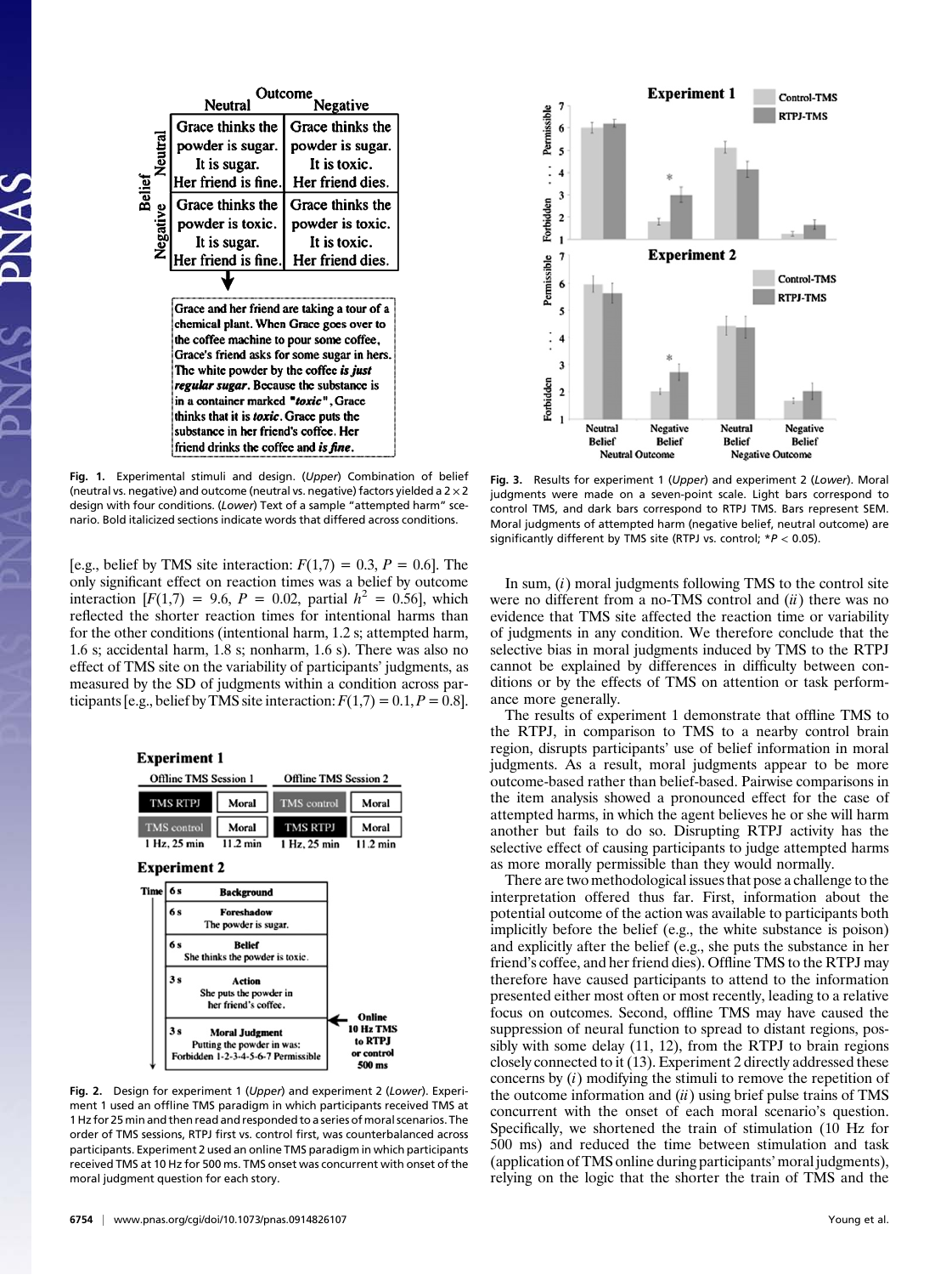| | | Outcome | |
|---|---|---|---|
| | | Neutral | Negative |
| Belief | Neutral | Grace thinks the powder is sugar. It is sugar. Her friend is fine. | Grace thinks the powder is sugar. It is toxic. Her friend dies. |
| | Negative | Grace thinks the powder is toxic. It is sugar. Her friend is fine. | Grace thinks the powder is toxic. It is toxic. Her friend dies. |

Grace and her friend are taking a tour of a chemical plant. When Grace goes over to the coffee machine to pour some coffee, Grace's friend asks for some sugar in hers. The white powder by the coffee ***is just regular sugar***. Because the substance is in a container marked "***toxic***", Grace thinks that it is ***toxic***. Grace puts the substance in her friend's coffee. Her friend drinks the coffee and ***is fine***.

**Fig. 1.** Experimental stimuli and design. (*Upper*) Combination of belief (neutral vs. negative) and outcome (neutral vs. negative) factors yielded a 2 × 2 design with four conditions. (*Lower*) Text of a sample "attempted harm" scenario. Bold italicized sections indicate words that differed across conditions.

[e.g., belief by TMS site interaction: $F(1,7) = 0.3$, $P = 0.6$]. The only significant effect on reaction times was a belief by outcome interaction [$F(1,7) = 9.6$, $P = 0.02$, partial $h^2 = 0.56$], which reflected the shorter reaction times for intentional harms than for the other conditions (intentional harm, 1.2 s; attempted harm, 1.6 s; accidental harm, 1.8 s; nonharm, 1.6 s). There was also no effect of TMS site on the variability of participants' judgments, as measured by the SD of judgments within a condition across participants [e.g., belief by TMS site interaction: $F(1,7) = 0.1$, $P = 0.8$].

**Experiment 1**

| Offline TMS Session 1 | | Offline TMS Session 2 | |
|---|---|---|---|
| TMS RTPJ | Moral | TMS control | Moral |
| TMS control | Moral | TMS RTPJ | Moral |
| 1 Hz, 25 min | 11.2 min | 1 Hz, 25 min | 11.2 min |

**Experiment 2**

| Time | Segment |
|---|---|
| 6 s | Background |
| 6 s | Foreshadow: The powder is sugar. |
| 6 s | Belief: She thinks the powder is toxic. |
| 3 s | Action: She puts the powder in her friend's coffee. |
| 3 s | Moral Judgment: Putting the powder in was: Forbidden 1-2-3-4-5-6-7 Permissible ← Online 10 Hz TMS to RTPJ or control 500 ms |

**Fig. 2.** Design for experiment 1 (*Upper*) and experiment 2 (*Lower*). Experiment 1 used an offline TMS paradigm in which participants received TMS at 1 Hz for 25 min and then read and responded to a series of moral scenarios. The order of TMS sessions, RTPJ first vs. control first, was counterbalanced across participants. Experiment 2 used an online TMS paradigm in which participants received TMS at 10 Hz for 500 ms. TMS onset was concurrent with onset of the moral judgment question for each story.

**Fig. 3.** Results for experiment 1 (*Upper*) and experiment 2 (*Lower*). Moral judgments were made on a seven-point scale. Light bars correspond to control TMS, and dark bars correspond to RTPJ TMS. Bars represent SEM. Moral judgments of attempted harm (negative belief, neutral outcome) are significantly different by TMS site (RTPJ vs. control; *$P < 0.05$).

In sum, (*i*) moral judgments following TMS to the control site were no different from a no-TMS control and (*ii*) there was no evidence that TMS site affected the reaction time or variability of judgments in any condition. We therefore conclude that the selective bias in moral judgments induced by TMS to the RTPJ cannot be explained by differences in difficulty between conditions or by the effects of TMS on attention or task performance more generally.

The results of experiment 1 demonstrate that offline TMS to the RTPJ, in comparison to TMS to a nearby control brain region, disrupts participants' use of belief information in moral judgments. As a result, moral judgments appear to be more outcome-based rather than belief-based. Pairwise comparisons in the item analysis showed a pronounced effect for the case of attempted harms, in which the agent believes he or she will harm another but fails to do so. Disrupting RTPJ activity has the selective effect of causing participants to judge attempted harms as more morally permissible than they would normally.

There are two methodological issues that pose a challenge to the interpretation offered thus far. First, information about the potential outcome of the action was available to participants both implicitly before the belief (e.g., the white substance is poison) and explicitly after the belief (e.g., she puts the substance in her friend's coffee, and her friend dies). Offline TMS to the RTPJ may therefore have caused participants to attend to the information presented either most often or most recently, leading to a relative focus on outcomes. Second, offline TMS may have caused the suppression of neural function to spread to distant regions, possibly with some delay (11, 12), from the RTPJ to brain regions closely connected to it (13). Experiment 2 directly addressed these concerns by (*i*) modifying the stimuli to remove the repetition of the outcome information and (*ii*) using brief pulse trains of TMS concurrent with the onset of each moral scenario's question. Specifically, we shortened the train of stimulation (10 Hz for 500 ms) and reduced the time between stimulation and task (application of TMS online during participants' moral judgments), relying on the logic that the shorter the train of TMS and the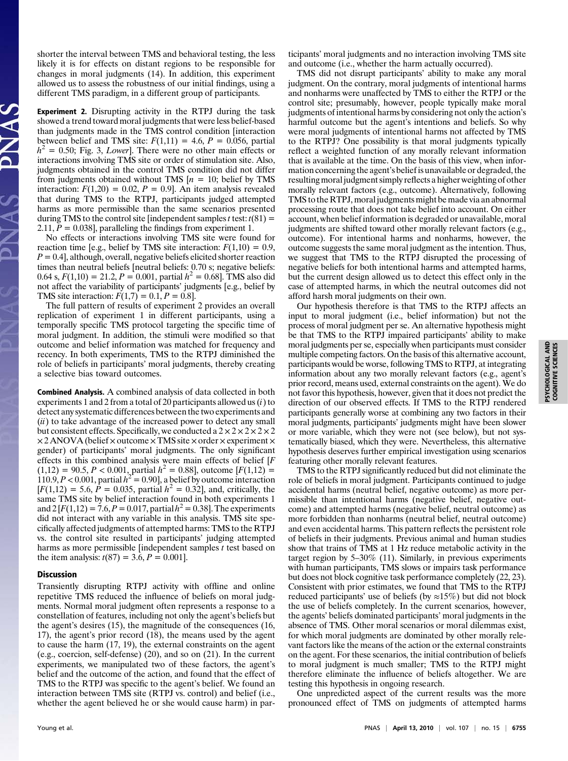shorter the interval between TMS and behavioral testing, the less likely it is for effects on distant regions to be responsible for changes in moral judgments (14). In addition, this experiment allowed us to assess the robustness of our initial findings, using a different TMS paradigm, in a different group of participants.

**Experiment 2.** Disrupting activity in the RTPJ during the task showed a trend toward moral judgments that were less belief-based than judgments made in the TMS control condition [interaction between belief and TMS site: $F(1,11) = 4.6$, $P = 0.056$, partial $h^2 = 0.50$; Fig. 3, *Lower*]. There were no other main effects or interactions involving TMS site or order of stimulation site. Also, judgments obtained in the control TMS condition did not differ from judgments obtained without TMS [$n = 10$; belief by TMS interaction: $F(1,20) = 0.02$, $P = 0.9$]. An item analysis revealed that during TMS to the RTPJ, participants judged attempted harms as more permissible than the same scenarios presented during TMS to the control site [independent samples $t$ test: $t(81) = 2.11$, $P = 0.038$], paralleling the findings from experiment 1.

No effects or interactions involving TMS site were found for reaction time [e.g., belief by TMS site interaction: $F(1,10) = 0.9$, $P = 0.4$], although, overall, negative beliefs elicited shorter reaction times than neutral beliefs [neutral beliefs: 0.70 s; negative beliefs: 0.64 s, $F(1,10) = 21.2$, $P = 0.001$, partial $h^2 = 0.68$]. TMS also did not affect the variability of participants' judgments [e.g., belief by TMS site interaction: $F(1,7) = 0.1$, $P = 0.8$].

The full pattern of results of experiment 2 provides an overall replication of experiment 1 in different participants, using a temporally specific TMS protocol targeting the specific time of moral judgment. In addition, the stimuli were modified so that outcome and belief information was matched for frequency and recency. In both experiments, TMS to the RTPJ diminished the role of beliefs in participants' moral judgments, thereby creating a selective bias toward outcomes.

**Combined Analysis.** A combined analysis of data collected in both experiments 1 and 2 from a total of 20 participants allowed us (*i*) to detect any systematic differences between the two experiments and (*ii*) to take advantage of the increased power to detect any small but consistent effects. Specifically, we conducted a 2 × 2 × 2 × 2 × 2 × 2 ANOVA (belief × outcome × TMS site × order × experiment × gender) of participants' moral judgments. The only significant effects in this combined analysis were main effects of belief [$F(1,12) = 90.5$, $P < 0.001$, partial $h^2 = 0.88$], outcome [$F(1,12) = 110.9$, $P < 0.001$, partial $h^2 = 0.90$], a belief by outcome interaction [$F(1,12) = 5.6$, $P = 0.035$, partial $h^2 = 0.32$], and, critically, the same TMS site by belief interaction found in both experiments 1 and 2 [$F(1,12) = 7.6$, $P = 0.017$, partial $h^2 = 0.38$]. The experiments did not interact with any variable in this analysis. TMS site specifically affected judgments of attempted harms: TMS to the RTPJ vs. the control site resulted in participants' judging attempted harms as more permissible [independent samples $t$ test based on the item analysis: $t(87) = 3.6$, $P = 0.001$].

## Discussion

Transiently disrupting RTPJ activity with offline and online repetitive TMS reduced the influence of beliefs on moral judgments. Normal moral judgment often represents a response to a constellation of features, including not only the agent's beliefs but the agent's desires (15), the magnitude of the consequences (16, 17), the agent's prior record (18), the means used by the agent to cause the harm (17, 19), the external constraints on the agent (e.g., coercion, self-defense) (20), and so on (21). In the current experiments, we manipulated two of these factors, the agent's belief and the outcome of the action, and found that the effect of TMS to the RTPJ was specific to the agent's belief. We found an interaction between TMS site (RTPJ vs. control) and belief (i.e., whether the agent believed he or she would cause harm) in participants' moral judgments and no interaction involving TMS site and outcome (i.e., whether the harm actually occurred).

TMS did not disrupt participants' ability to make any moral judgment. On the contrary, moral judgments of intentional harms and nonharms were unaffected by TMS to either the RTPJ or the control site; presumably, however, people typically make moral judgments of intentional harms by considering not only the action's harmful outcome but the agent's intentions and beliefs. So why were moral judgments of intentional harms not affected by TMS to the RTPJ? One possibility is that moral judgments typically reflect a weighted function of any morally relevant information that is available at the time. On the basis of this view, when information concerning the agent's belief is unavailable or degraded, the resulting moral judgment simply reflects a higher weighting of other morally relevant factors (e.g., outcome). Alternatively, following TMS to the RTPJ, moral judgments might be made via an abnormal processing route that does not take belief into account. On either account, when belief information is degraded or unavailable, moral judgments are shifted toward other morally relevant factors (e.g., outcome). For intentional harms and nonharms, however, the outcome suggests the same moral judgment as the intention. Thus, we suggest that TMS to the RTPJ disrupted the processing of negative beliefs for both intentional harms and attempted harms, but the current design allowed us to detect this effect only in the case of attempted harms, in which the neutral outcomes did not afford harsh moral judgments on their own.

Our hypothesis therefore is that TMS to the RTPJ affects an input to moral judgment (i.e., belief information) but not the process of moral judgment per se. An alternative hypothesis might be that TMS to the RTPJ impaired participants' ability to make moral judgments per se, especially when participants must consider multiple competing factors. On the basis of this alternative account, participants would be worse, following TMS to RTPJ, at integrating information about any two morally relevant factors (e.g., agent's prior record, means used, external constraints on the agent). We do not favor this hypothesis, however, given that it does not predict the direction of our observed effects. If TMS to the RTPJ rendered participants generally worse at combining any two factors in their moral judgments, participants' judgments might have been slower or more variable, which they were not (see below), but not systematically biased, which they were. Nevertheless, this alternative hypothesis deserves further empirical investigation using scenarios featuring other morally relevant features.

TMS to the RTPJ significantly reduced but did not eliminate the role of beliefs in moral judgment. Participants continued to judge accidental harms (neutral belief, negative outcome) as more permissible than intentional harms (negative belief, negative outcome) and attempted harms (negative belief, neutral outcome) as more forbidden than nonharms (neutral belief, neutral outcome) and even accidental harms. This pattern reflects the persistent role of beliefs in their judgments. Previous animal and human studies show that trains of TMS at 1 Hz reduce metabolic activity in the target region by 5–30% (11). Similarly, in previous experiments with human participants, TMS slows or impairs task performance but does not block cognitive task performance completely (22, 23). Consistent with prior estimates, we found that TMS to the RTPJ reduced participants' use of beliefs (by ≈15%) but did not block the use of beliefs completely. In the current scenarios, however, the agents' beliefs dominated participants' moral judgments in the absence of TMS. Other moral scenarios or moral dilemmas exist, for which moral judgments are dominated by other morally relevant factors like the means of the action or the external constraints on the agent. For these scenarios, the initial contribution of beliefs to moral judgment is much smaller; TMS to the RTPJ might therefore eliminate the influence of beliefs altogether. We are testing this hypothesis in ongoing research.

One unpredicted aspect of the current results was the more pronounced effect of TMS on judgments of attempted harms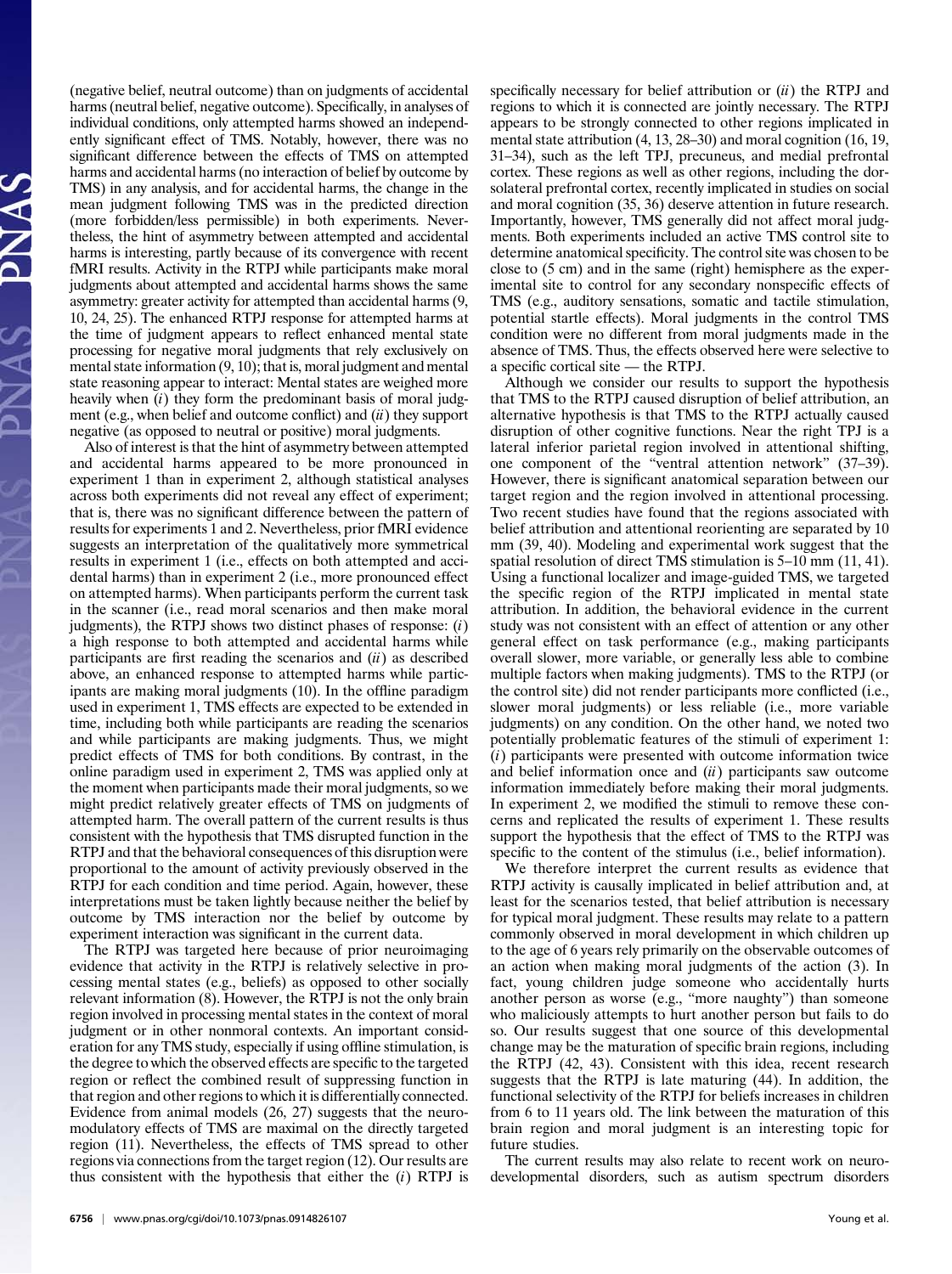(negative belief, neutral outcome) than on judgments of accidental harms (neutral belief, negative outcome). Specifically, in analyses of individual conditions, only attempted harms showed an independently significant effect of TMS. Notably, however, there was no significant difference between the effects of TMS on attempted harms and accidental harms (no interaction of belief by outcome by TMS) in any analysis, and for accidental harms, the change in the mean judgment following TMS was in the predicted direction (more forbidden/less permissible) in both experiments. Nevertheless, the hint of asymmetry between attempted and accidental harms is interesting, partly because of its convergence with recent fMRI results. Activity in the RTPJ while participants make moral judgments about attempted and accidental harms shows the same asymmetry: greater activity for attempted than accidental harms (9, 10, 24, 25). The enhanced RTPJ response for attempted harms at the time of judgment appears to reflect enhanced mental state processing for negative moral judgments that rely exclusively on mental state information (9, 10); that is, moral judgment and mental state reasoning appear to interact: Mental states are weighed more heavily when (*i*) they form the predominant basis of moral judgment (e.g., when belief and outcome conflict) and (*ii*) they support negative (as opposed to neutral or positive) moral judgments.

Also of interest is that the hint of asymmetry between attempted and accidental harms appeared to be more pronounced in experiment 1 than in experiment 2, although statistical analyses across both experiments did not reveal any effect of experiment; that is, there was no significant difference between the pattern of results for experiments 1 and 2. Nevertheless, prior fMRI evidence suggests an interpretation of the qualitatively more symmetrical results in experiment 1 (i.e., effects on both attempted and accidental harms) than in experiment 2 (i.e., more pronounced effect on attempted harms). When participants perform the current task in the scanner (i.e., read moral scenarios and then make moral judgments), the RTPJ shows two distinct phases of response: (*i*) a high response to both attempted and accidental harms while participants are first reading the scenarios and (*ii*) as described above, an enhanced response to attempted harms while participants are making moral judgments (10). In the offline paradigm used in experiment 1, TMS effects are expected to be extended in time, including both while participants are reading the scenarios and while participants are making judgments. Thus, we might predict effects of TMS for both conditions. By contrast, in the online paradigm used in experiment 2, TMS was applied only at the moment when participants made their moral judgments, so we might predict relatively greater effects of TMS on judgments of attempted harm. The overall pattern of the current results is thus consistent with the hypothesis that TMS disrupted function in the RTPJ and that the behavioral consequences of this disruption were proportional to the amount of activity previously observed in the RTPJ for each condition and time period. Again, however, these interpretations must be taken lightly because neither the belief by outcome by TMS interaction nor the belief by outcome by experiment interaction was significant in the current data.

The RTPJ was targeted here because of prior neuroimaging evidence that activity in the RTPJ is relatively selective in processing mental states (e.g., beliefs) as opposed to other socially relevant information (8). However, the RTPJ is not the only brain region involved in processing mental states in the context of moral judgment or in other nonmoral contexts. An important consideration for any TMS study, especially if using offline stimulation, is the degree to which the observed effects are specific to the targeted region or reflect the combined result of suppressing function in that region and other regions to which it is differentially connected. Evidence from animal models (26, 27) suggests that the neuromodulatory effects of TMS are maximal on the directly targeted region (11). Nevertheless, the effects of TMS spread to other regions via connections from the target region (12). Our results are thus consistent with the hypothesis that either the (*i*) RTPJ is specifically necessary for belief attribution or (*ii*) the RTPJ and regions to which it is connected are jointly necessary. The RTPJ appears to be strongly connected to other regions implicated in mental state attribution (4, 13, 28–30) and moral cognition (16, 19, 31–34), such as the left TPJ, precuneus, and medial prefrontal cortex. These regions as well as other regions, including the dorsolateral prefrontal cortex, recently implicated in studies on social and moral cognition (35, 36) deserve attention in future research. Importantly, however, TMS generally did not affect moral judgments. Both experiments included an active TMS control site to determine anatomical specificity. The control site was chosen to be close to (5 cm) and in the same (right) hemisphere as the experimental site to control for any secondary nonspecific effects of TMS (e.g., auditory sensations, somatic and tactile stimulation, potential startle effects). Moral judgments in the control TMS condition were no different from moral judgments made in the absence of TMS. Thus, the effects observed here were selective to a specific cortical site — the RTPJ.

Although we consider our results to support the hypothesis that TMS to the RTPJ caused disruption of belief attribution, an alternative hypothesis is that TMS to the RTPJ actually caused disruption of other cognitive functions. Near the right TPJ is a lateral inferior parietal region involved in attentional shifting, one component of the "ventral attention network" (37–39). However, there is significant anatomical separation between our target region and the region involved in attentional processing. Two recent studies have found that the regions associated with belief attribution and attentional reorienting are separated by 10 mm (39, 40). Modeling and experimental work suggest that the spatial resolution of direct TMS stimulation is 5–10 mm (11, 41). Using a functional localizer and image-guided TMS, we targeted the specific region of the RTPJ implicated in mental state attribution. In addition, the behavioral evidence in the current study was not consistent with an effect of attention or any other general effect on task performance (e.g., making participants overall slower, more variable, or generally less able to combine multiple factors when making judgments). TMS to the RTPJ (or the control site) did not render participants more conflicted (i.e., slower moral judgments) or less reliable (i.e., more variable judgments) on any condition. On the other hand, we noted two potentially problematic features of the stimuli of experiment 1: (*i*) participants were presented with outcome information twice and belief information once and (*ii*) participants saw outcome information immediately before making their moral judgments. In experiment 2, we modified the stimuli to remove these concerns and replicated the results of experiment 1. These results support the hypothesis that the effect of TMS to the RTPJ was specific to the content of the stimulus (i.e., belief information).

We therefore interpret the current results as evidence that RTPJ activity is causally implicated in belief attribution and, at least for the scenarios tested, that belief attribution is necessary for typical moral judgment. These results may relate to a pattern commonly observed in moral development in which children up to the age of 6 years rely primarily on the observable outcomes of an action when making moral judgments of the action (3). In fact, young children judge someone who accidentally hurts another person as worse (e.g., "more naughty") than someone who maliciously attempts to hurt another person but fails to do so. Our results suggest that one source of this developmental change may be the maturation of specific brain regions, including the RTPJ (42, 43). Consistent with this idea, recent research suggests that the RTPJ is late maturing (44). In addition, the functional selectivity of the RTPJ for beliefs increases in children from 6 to 11 years old. The link between the maturation of this brain region and moral judgment is an interesting topic for future studies.

The current results may also relate to recent work on neurodevelopmental disorders, such as autism spectrum disorders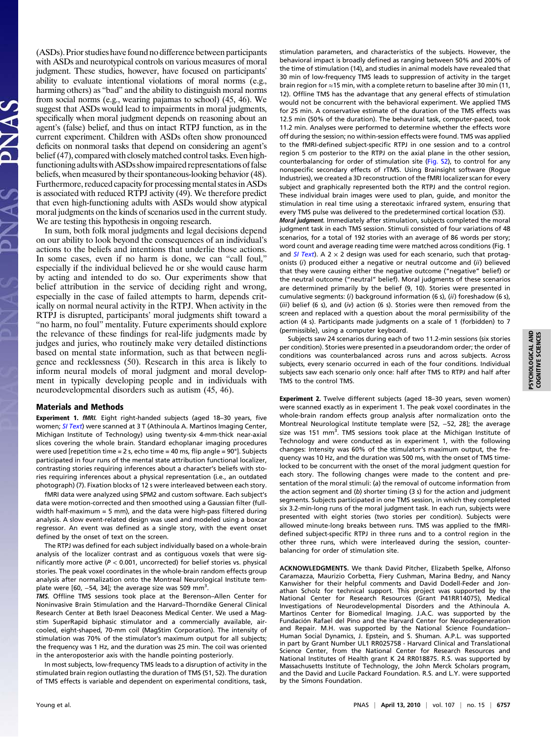(ASDs). Prior studies have found no difference between participants with ASDs and neurotypical controls on various measures of moral judgment. These studies, however, have focused on participants' ability to evaluate intentional violations of moral norms (e.g., harming others) as "bad" and the ability to distinguish moral norms from social norms (e.g., wearing pajamas to school) (45, 46). We suggest that ASDs would lead to impairments in moral judgments, specifically when moral judgment depends on reasoning about an agent's (false) belief, and thus on intact RTPJ function, as in the current experiment. Children with ASDs often show pronounced deficits on nonmoral tasks that depend on considering an agent's belief (47), compared with closely matched control tasks. Even high-functioning adults with ASDs show impaired representations of false beliefs, when measured by their spontaneous-looking behavior (48). Furthermore, reduced capacity for processing mental states in ASDs is associated with reduced RTPJ activity (49). We therefore predict that even high-functioning adults with ASDs would show atypical moral judgments on the kinds of scenarios used in the current study. We are testing this hypothesis in ongoing research.

In sum, both folk moral judgments and legal decisions depend on our ability to look beyond the consequences of an individual's actions to the beliefs and intentions that underlie those actions. In some cases, even if no harm is done, we can "call foul," especially if the individual believed he or she would cause harm by acting and intended to do so. Our experiments show that belief attribution in the service of deciding right and wrong, especially in the case of failed attempts to harm, depends critically on normal neural activity in the RTPJ. When activity in the RTPJ is disrupted, participants' moral judgments shift toward a "no harm, no foul" mentality. Future experiments should explore the relevance of these findings for real-life judgments made by judges and juries, who routinely make very detailed distinctions based on mental state information, such as that between negligence and recklessness (50). Research in this area is likely to inform neural models of moral judgment and moral development in typically developing people and in individuals with neurodevelopmental disorders such as autism (45, 46).

## Materials and Methods

**Experiment 1.** ***fMRI.*** Eight right-handed subjects (aged 18–30 years, five women; *SI Text*) were scanned at 3 T (Athinoula A. Martinos Imaging Center, Michigan Institute of Technology) using twenty-six 4-mm-thick near-axial slices covering the whole brain. Standard echoplanar imaging procedures were used [repetition time = 2 s, echo time = 40 ms, flip angle = 90°]. Subjects participated in four runs of the mental state attribution functional localizer, contrasting stories requiring inferences about a character's beliefs with stories requiring inferences about a physical representation (i.e., an outdated photograph) (7). Fixation blocks of 12 s were interleaved between each story.

fMRI data were analyzed using SPM2 and custom software. Each subject's data were motion-corrected and then smoothed using a Gaussian filter (full-width half-maximum = 5 mm), and the data were high-pass filtered during analysis. A slow event-related design was used and modeled using a boxcar regressor. An event was defined as a single story, with the event onset defined by the onset of text on the screen.

The RTPJ was defined for each subject individually based on a whole-brain analysis of the localizer contrast and as contiguous voxels that were significantly more active ($P < 0.001$, uncorrected) for belief stories vs. physical stories. The peak voxel coordinates in the whole-brain random effects group analysis after normalization onto the Montreal Neurological Institute template were [60, −54, 34]; the average size was 509 $mm^3$.

***TMS.*** Offline TMS sessions took place at the Berenson–Allen Center for Noninvasive Brain Stimulation and the Harvard–Thorndike General Clinical Research Center at Beth Israel Deaconess Medical Center. We used a Magstim SuperRapid biphasic stimulator and a commercially available, air-cooled, eight-shaped, 70-mm coil (MagStim Corporation). The intensity of stimulation was 70% of the stimulator's maximum output for all subjects; the frequency was 1 Hz, and the duration was 25 min. The coil was oriented in the anteroposterior axis with the handle pointing posteriorly.

In most subjects, low-frequency TMS leads to a disruption of activity in the stimulated brain region outlasting the duration of TMS (51, 52). The duration of TMS effects is variable and dependent on experimental conditions, task, stimulation parameters, and characteristics of the subjects. However, the behavioral impact is broadly defined as ranging between 50% and 200% of the time of stimulation (14), and studies in animal models have revealed that 30 min of low-frequency TMS leads to suppression of activity in the target brain region for ≈15 min, with a complete return to baseline after 30 min (11, 12). Offline TMS has the advantage that any general effects of stimulation would not be concurrent with the behavioral experiment. We applied TMS for 25 min. A conservative estimate of the duration of the TMS effects was 12.5 min (50% of the duration). The behavioral task, computer-paced, took 11.2 min. Analyses were performed to determine whether the effects wore off during the session; no within-session effects were found. TMS was applied to the fMRI-defined subject-specific RTPJ in one session and to a control region 5 cm posterior to the RTPJ on the axial plane in the other session, counterbalancing for order of stimulation site (Fig. S2), to control for any nonspecific secondary effects of rTMS. Using Brainsight software (Rogue Industries), we created a 3D reconstruction of the fMRI localizer scan for every subject and graphically represented both the RTPJ and the control region. These individual brain images were used to plan, guide, and monitor the stimulation in real time using a stereotaxic infrared system, ensuring that every TMS pulse was delivered to the predetermined cortical location (53).

***Moral judgment.*** Immediately after stimulation, subjects completed the moral judgment task in each TMS session. Stimuli consisted of four variations of 48 scenarios, for a total of 192 stories with an average of 86 words per story; word count and average reading time were matched across conditions (Fig. 1 and *SI Text*). A 2 × 2 design was used for each scenario, such that protagonists (*i*) produced either a negative or neutral outcome and (*ii*) believed that they were causing either the negative outcome ("negative" belief) or the neutral outcome ("neutral" belief). Moral judgments of these scenarios are determined primarily by the belief (9, 10). Stories were presented in cumulative segments: (*i*) background information (6 s), (*ii*) foreshadow (6 s), (*iii*) belief (6 s), and (*iv*) action (6 s). Stories were then removed from the screen and replaced with a question about the moral permissibility of the action (4 s). Participants made judgments on a scale of 1 (forbidden) to 7 (permissible), using a computer keyboard.

Subjects saw 24 scenarios during each of two 11.2-min sessions (six stories per condition). Stories were presented in a pseudorandom order; the order of conditions was counterbalanced across runs and across subjects. Across subjects, every scenario occurred in each of the four conditions. Individual subjects saw each scenario only once: half after TMS to RTPJ and half after TMS to the control TMS.

**Experiment 2.** Twelve different subjects (aged 18–30 years, seven women) were scanned exactly as in experiment 1. The peak voxel coordinates in the whole-brain random effects group analysis after normalization onto the Montreal Neurological Institute template were [52, −52, 28]; the average size was 151 $mm^3$. TMS sessions took place at the Michigan Institute of Technology and were conducted as in experiment 1, with the following changes: Intensity was 60% of the stimulator's maximum output, the frequency was 10 Hz, and the duration was 500 ms, with the onset of TMS time-locked to be concurrent with the onset of the moral judgment question for each story. The following changes were made to the content and presentation of the moral stimuli: (*a*) the removal of outcome information from the action segment and (*b*) shorter timing (3 s) for the action and judgment segments. Subjects participated in one TMS session, in which they completed six 3.2-min-long runs of the moral judgment task. In each run, subjects were presented with eight stories (two stories per condition). Subjects were allowed minute-long breaks between runs. TMS was applied to the fMRI-defined subject-specific RTPJ in three runs and to a control region in the other three runs, which were interleaved during the session, counterbalancing for order of stimulation site.

**ACKNOWLEDGMENTS.** We thank David Pitcher, Elizabeth Spelke, Alfonso Caramazza, Maurizio Corbetta, Fiery Cushman, Marina Bedny, and Nancy Kanwisher for their helpful comments and David Dodell-Feder and Jonathan Scholz for technical support. This project was supported by the National Center for Research Resources (Grant P41RR14075), Medical Investigations of Neurodevelopmental Disorders and the Athinoula A. Martinos Center for Biomedical Imaging. J.A.C. was supported by the Fundación Rafael del Pino and the Harvard Center for Neurodegeneration and Repair. M.H. was supported by the National Science Foundation–Human Social Dynamics, J. Epstein, and S. Shuman. A.P.L. was supported in part by Grant Number UL1 RR025758 - Harvard Clinical and Translational Science Center, from the National Center for Research Resources and National Institutes of Health grant K 24 RR018875. R.S. was supported by Massachusetts Institute of Technology, the John Merck Scholars program, and the David and Lucile Packard Foundation. R.S. and L.Y. were supported by the Simons Foundation.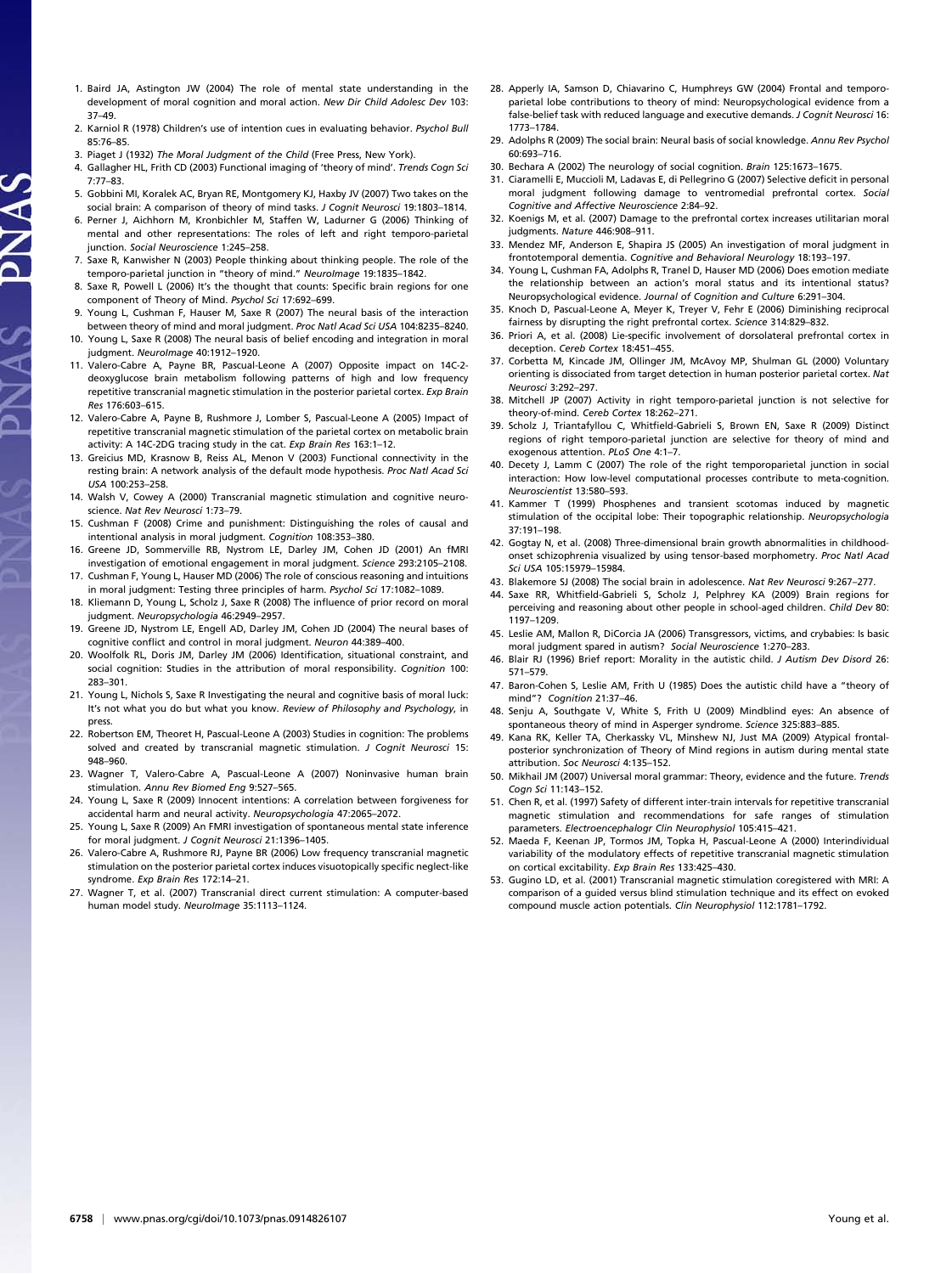1. Baird JA, Astington JW (2004) The role of mental state understanding in the development of moral cognition and moral action. *New Dir Child Adolesc Dev* 103: 37–49.
2. Karniol R (1978) Children's use of intention cues in evaluating behavior. *Psychol Bull* 85:76–85.
3. Piaget J (1932) *The Moral Judgment of the Child* (Free Press, New York).
4. Gallagher HL, Frith CD (2003) Functional imaging of 'theory of mind'. *Trends Cogn Sci* 7:77–83.
5. Gobbini MI, Koralek AC, Bryan RE, Montgomery KJ, Haxby JV (2007) Two takes on the social brain: A comparison of theory of mind tasks. *J Cognit Neurosci* 19:1803–1814.
6. Perner J, Aichhorn M, Kronbichler M, Staffen W, Ladurner G (2006) Thinking of mental and other representations: The roles of left and right temporo-parietal junction. *Social Neuroscience* 1:245–258.
7. Saxe R, Kanwisher N (2003) People thinking about thinking people. The role of the temporo-parietal junction in "theory of mind." *NeuroImage* 19:1835–1842.
8. Saxe R, Powell L (2006) It's the thought that counts: Specific brain regions for one component of Theory of Mind. *Psychol Sci* 17:692–699.
9. Young L, Cushman F, Hauser M, Saxe R (2007) The neural basis of the interaction between theory of mind and moral judgment. *Proc Natl Acad Sci USA* 104:8235–8240.
10. Young L, Saxe R (2008) The neural basis of belief encoding and integration in moral judgment. *NeuroImage* 40:1912–1920.
11. Valero-Cabre A, Payne BR, Pascual-Leone A (2007) Opposite impact on 14C-2-deoxyglucose brain metabolism following patterns of high and low frequency repetitive transcranial magnetic stimulation in the posterior parietal cortex. *Exp Brain Res* 176:603–615.
12. Valero-Cabre A, Payne B, Rushmore J, Lomber S, Pascual-Leone A (2005) Impact of repetitive transcranial magnetic stimulation of the parietal cortex on metabolic brain activity: A 14C-2DG tracing study in the cat. *Exp Brain Res* 163:1–12.
13. Greicius MD, Krasnow B, Reiss AL, Menon V (2003) Functional connectivity in the resting brain: A network analysis of the default mode hypothesis. *Proc Natl Acad Sci USA* 100:253–258.
14. Walsh V, Cowey A (2000) Transcranial magnetic stimulation and cognitive neuroscience. *Nat Rev Neurosci* 1:73–79.
15. Cushman F (2008) Crime and punishment: Distinguishing the roles of causal and intentional analysis in moral judgment. *Cognition* 108:353–380.
16. Greene JD, Sommerville RB, Nystrom LE, Darley JM, Cohen JD (2001) An fMRI investigation of emotional engagement in moral judgment. *Science* 293:2105–2108.
17. Cushman F, Young L, Hauser M (2006) The role of conscious reasoning and intuitions in moral judgment: Testing three principles of harm. *Psychol Sci* 17:1082–1089.
18. Kliemann D, Young L, Scholz J, Saxe R (2008) The influence of prior record on moral judgment. *Neuropsychologia* 46:2949–2957.
19. Greene JD, Nystrom LE, Engell AD, Darley JM, Cohen JD (2004) The neural bases of cognitive conflict and control in moral judgment. *Neuron* 44:389–400.
20. Woolfolk RL, Doris JM, Darley JM (2006) Identification, situational constraint, and social cognition: Studies in the attribution of moral responsibility. *Cognition* 100: 283–301.
21. Young L, Nichols S, Saxe R Investigating the neural and cognitive basis of moral luck: It's not what you do but what you know. *Review of Philosophy and Psychology*, in press.
22. Robertson EM, Theoret H, Pascual-Leone A (2003) Studies in cognition: The problems solved and created by transcranial magnetic stimulation. *J Cognit Neurosci* 15: 948–960.
23. Wagner T, Valero-Cabre A, Pascual-Leone A (2007) Noninvasive human brain stimulation. *Annu Rev Biomed Eng* 9:527–565.
24. Young L, Saxe R (2009) Innocent intentions: A correlation between forgiveness for accidental harm and neural activity. *Neuropsychologia* 47:2065–2072.
25. Young L, Saxe R (2009) An FMRI investigation of spontaneous mental state inference for moral judgment. *J Cognit Neurosci* 21:1396–1405.
26. Valero-Cabre A, Rushmore RJ, Payne BR (2006) Low frequency transcranial magnetic stimulation on the posterior parietal cortex induces visuotopically specific neglect-like syndrome. *Exp Brain Res* 172:14–21.
27. Wagner T, et al. (2007) Transcranial direct current stimulation: A computer-based human model study. *NeuroImage* 35:1113–1124.
28. Apperly IA, Samson D, Chiavarino C, Humphreys GW (2004) Frontal and temporo-parietal lobe contributions to theory of mind: Neuropsychological evidence from a false-belief task with reduced language and executive demands. *J Cognit Neurosci* 16: 1773–1784.
29. Adolphs R (2009) The social brain: Neural basis of social knowledge. *Annu Rev Psychol* 60:693–716.
30. Bechara A (2002) The neurology of social cognition. *Brain* 125:1673–1675.
31. Ciaramelli E, Muccioli M, Ladavas E, di Pellegrino G (2007) Selective deficit in personal moral judgment following damage to ventromedial prefrontal cortex. *Social Cognitive and Affective Neuroscience* 2:84–92.
32. Koenigs M, et al. (2007) Damage to the prefrontal cortex increases utilitarian moral judgments. *Nature* 446:908–911.
33. Mendez MF, Anderson E, Shapira JS (2005) An investigation of moral judgment in frontotemporal dementia. *Cognitive and Behavioral Neurology* 18:193–197.
34. Young L, Cushman FA, Adolphs R, Tranel D, Hauser MD (2006) Does emotion mediate the relationship between an action's moral status and its intentional status? Neuropsychological evidence. *Journal of Cognition and Culture* 6:291–304.
35. Knoch D, Pascual-Leone A, Meyer K, Treyer V, Fehr E (2006) Diminishing reciprocal fairness by disrupting the right prefrontal cortex. *Science* 314:829–832.
36. Priori A, et al. (2008) Lie-specific involvement of dorsolateral prefrontal cortex in deception. *Cereb Cortex* 18:451–455.
37. Corbetta M, Kincade JM, Ollinger JM, McAvoy MP, Shulman GL (2000) Voluntary orienting is dissociated from target detection in human posterior parietal cortex. *Nat Neurosci* 3:292–297.
38. Mitchell JP (2007) Activity in right temporo-parietal junction is not selective for theory-of-mind. *Cereb Cortex* 18:262–271.
39. Scholz J, Triantafyllou C, Whitfield-Gabrieli S, Brown EN, Saxe R (2009) Distinct regions of right temporo-parietal junction are selective for theory of mind and exogenous attention. *PLoS One* 4:1–7.
40. Decety J, Lamm C (2007) The role of the right temporoparietal junction in social interaction: How low-level computational processes contribute to meta-cognition. *Neuroscientist* 13:580–593.
41. Kammer T (1999) Phosphenes and transient scotomas induced by magnetic stimulation of the occipital lobe: Their topographic relationship. *Neuropsychologia* 37:191–198.
42. Gogtay N, et al. (2008) Three-dimensional brain growth abnormalities in childhood-onset schizophrenia visualized by using tensor-based morphometry. *Proc Natl Acad Sci USA* 105:15979–15984.
43. Blakemore SJ (2008) The social brain in adolescence. *Nat Rev Neurosci* 9:267–277.
44. Saxe RR, Whitfield-Gabrieli S, Scholz J, Pelphrey KA (2009) Brain regions for perceiving and reasoning about other people in school-aged children. *Child Dev* 80: 1197–1209.
45. Leslie AM, Mallon R, DiCorcia JA (2006) Transgressors, victims, and crybabies: Is basic moral judgment spared in autism? *Social Neuroscience* 1:270–283.
46. Blair RJ (1996) Brief report: Morality in the autistic child. *J Autism Dev Disord* 26: 571–579.
47. Baron-Cohen S, Leslie AM, Frith U (1985) Does the autistic child have a "theory of mind"? *Cognition* 21:37–46.
48. Senju A, Southgate V, White S, Frith U (2009) Mindblind eyes: An absence of spontaneous theory of mind in Asperger syndrome. *Science* 325:883–885.
49. Kana RK, Keller TA, Cherkassky VL, Minshew NJ, Just MA (2009) Atypical frontal-posterior synchronization of Theory of Mind regions in autism during mental state attribution. *Soc Neurosci* 4:135–152.
50. Mikhail JM (2007) Universal moral grammar: Theory, evidence and the future. *Trends Cogn Sci* 11:143–152.
51. Chen R, et al. (1997) Safety of different inter-train intervals for repetitive transcranial magnetic stimulation and recommendations for safe ranges of stimulation parameters. *Electroencephalogr Clin Neurophysiol* 105:415–421.
52. Maeda F, Keenan JP, Tormos JM, Topka H, Pascual-Leone A (2000) Interindividual variability of the modulatory effects of repetitive transcranial magnetic stimulation on cortical excitability. *Exp Brain Res* 133:425–430.
53. Gugino LD, et al. (2001) Transcranial magnetic stimulation coregistered with MRI: A comparison of a guided versus blind stimulation technique and its effect on evoked compound muscle action potentials. *Clin Neurophysiol* 112:1781–1792.